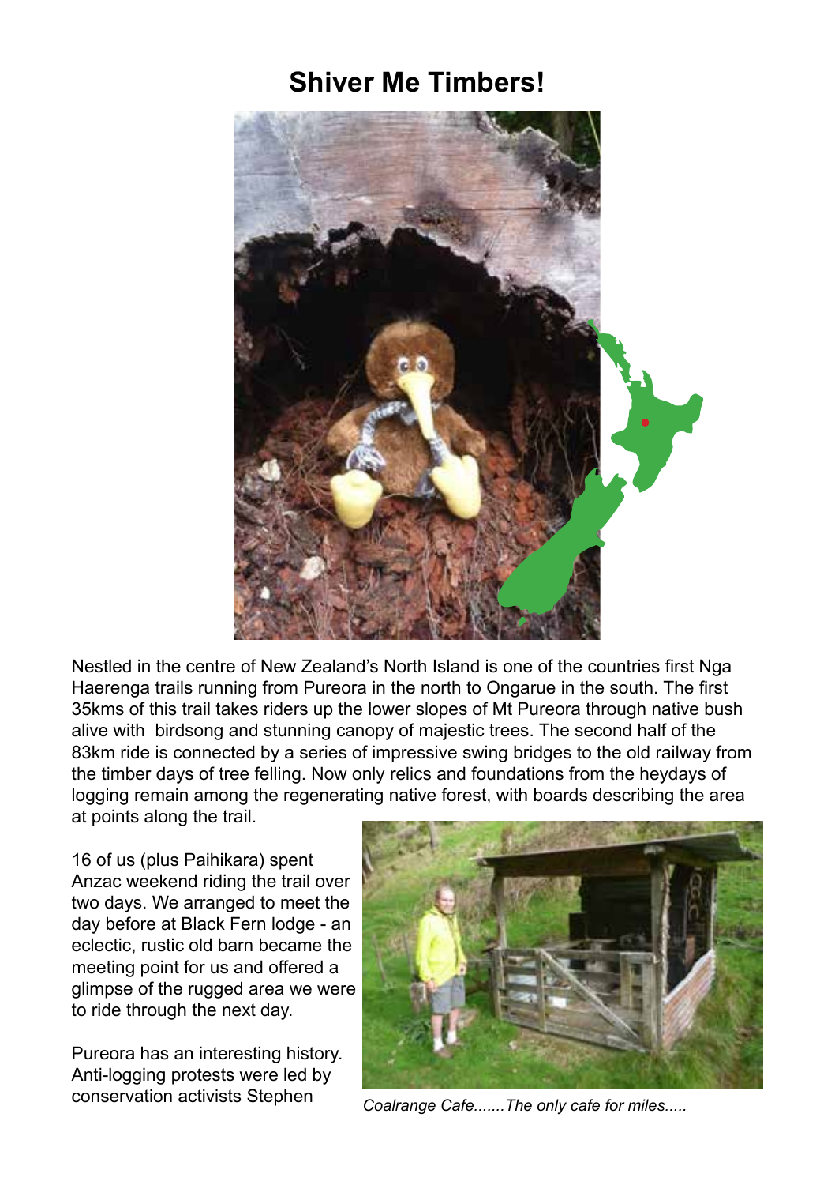# Shiver Me Timbers!

Nestled in the centre of New Zealand's North Island is one of the countries first Nga Haerenga trails running from Pureora in the north to Ongarue in the south. The first 35kms of this trail takes riders up the lower slopes of Mt Pureora through native bush alive with birdsong and stunning canopy of majestic trees. The second half of the 83km ride is connected by a series of impressive swing bridges to the old railway from the timber days of tree felling. Now only relics and foundations from the heydays of logging remain among the regenerating native forest, with boards describing the area at points along the trail.

16 of us (plus Paihikara) spent Anzac weekend riding the trail over two days. We arranged to meet the day before at Black Fern lodge - an eclectic, rustic old barn became the meeting point for us and offered a glimpse of the rugged area we were to ride through the next day.

*Coalrange Cafe.......The only cafe for miles.....*

Pureora has an interesting history. Anti-logging protests were led by conservation activists Stephen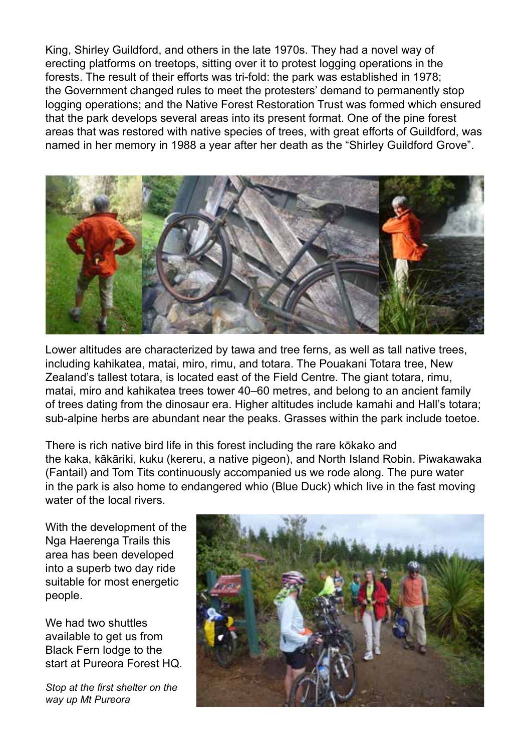King, Shirley Guildford, and others in the late 1970s. They had a novel way of erecting platforms on treetops, sitting over it to protest logging operations in the forests. The result of their efforts was tri-fold: the park was established in 1978; the Government changed rules to meet the protesters' demand to permanently stop logging operations; and the Native Forest Restoration Trust was formed which ensured that the park develops several areas into its present format. One of the pine forest areas that was restored with native species of trees, with great efforts of Guildford, was named in her memory in 1988 a year after her death as the "Shirley Guildford Grove".

Lower altitudes are characterized by tawa and tree ferns, as well as tall native trees, including kahikatea, matai, miro, rimu, and totara. The Pouakani Totara tree, New Zealand's tallest totara, is located east of the Field Centre. The giant totara, rimu, matai, miro and kahikatea trees tower 40–60 metres, and belong to an ancient family of trees dating from the dinosaur era. Higher altitudes include kamahi and Hall's totara; sub-alpine herbs are abundant near the peaks. Grasses within the park include toetoe.

There is rich native bird life in this forest including the rare kōkako and the kaka, kākāriki, kuku (kereru, a native pigeon), and North Island Robin. Piwakawaka (Fantail) and Tom Tits continuously accompanied us we rode along. The pure water in the park is also home to endangered whio (Blue Duck) which live in the fast moving water of the local rivers.

With the development of the Nga Haerenga Trails this area has been developed into a superb two day ride suitable for most energetic people.

We had two shuttles available to get us from Black Fern lodge to the start at Pureora Forest HQ.

*Stop at the first shelter on the way up Mt Pureora*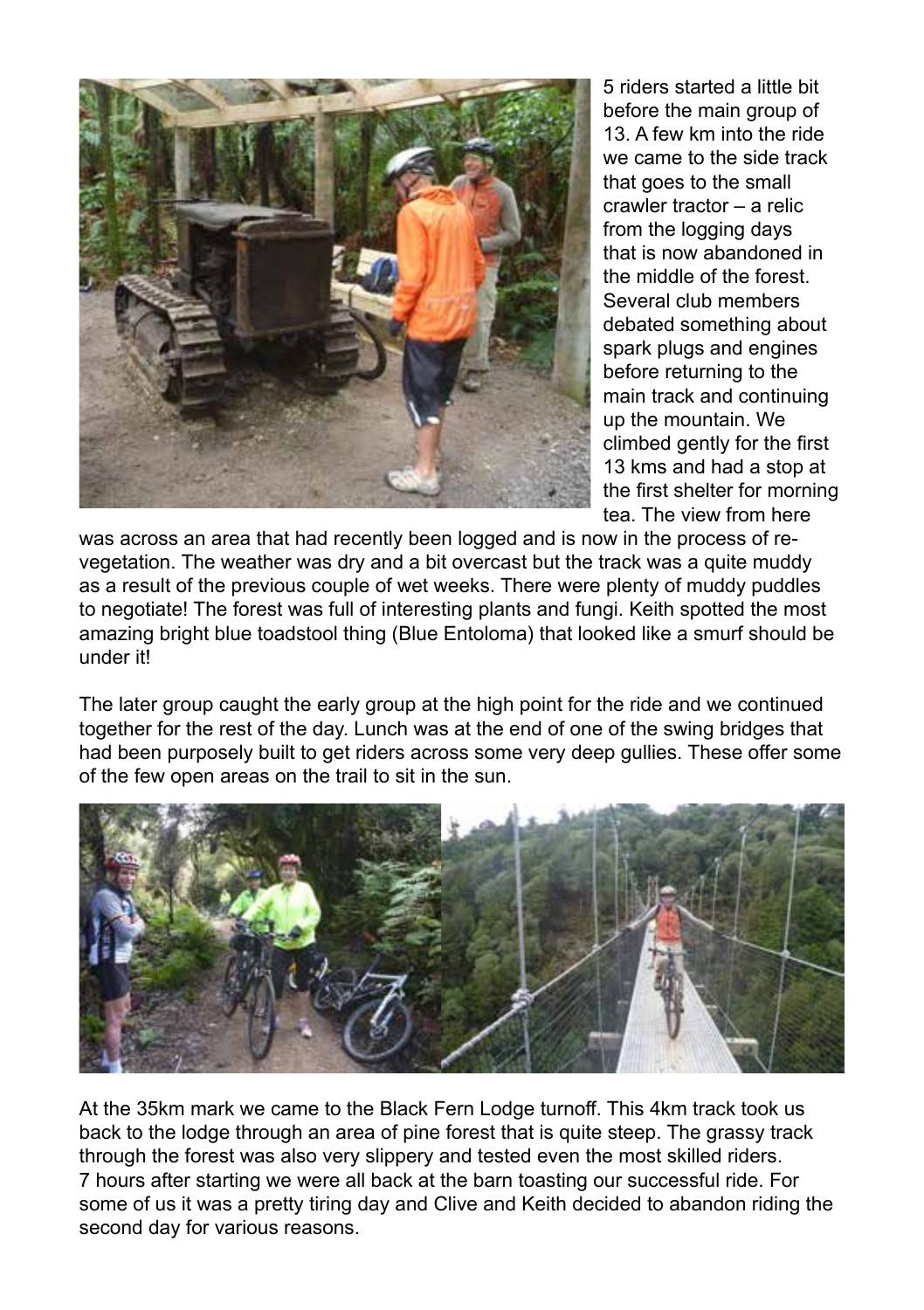5 riders started a little bit before the main group of 13. A few km into the ride we came to the side track that goes to the small crawler tractor – a relic from the logging days that is now abandoned in the middle of the forest. Several club members debated something about spark plugs and engines before returning to the main track and continuing up the mountain. We climbed gently for the first 13 kms and had a stop at the first shelter for morning tea. The view from here was across an area that had recently been logged and is now in the process of re-vegetation. The weather was dry and a bit overcast but the track was a quite muddy as a result of the previous couple of wet weeks. There were plenty of muddy puddles to negotiate! The forest was full of interesting plants and fungi. Keith spotted the most amazing bright blue toadstool thing (Blue Entoloma) that looked like a smurf should be under it!

The later group caught the early group at the high point for the ride and we continued together for the rest of the day. Lunch was at the end of one of the swing bridges that had been purposely built to get riders across some very deep gullies. These offer some of the few open areas on the trail to sit in the sun.

At the 35km mark we came to the Black Fern Lodge turnoff. This 4km track took us back to the lodge through an area of pine forest that is quite steep. The grassy track through the forest was also very slippery and tested even the most skilled riders. 7 hours after starting we were all back at the barn toasting our successful ride. For some of us it was a pretty tiring day and Clive and Keith decided to abandon riding the second day for various reasons.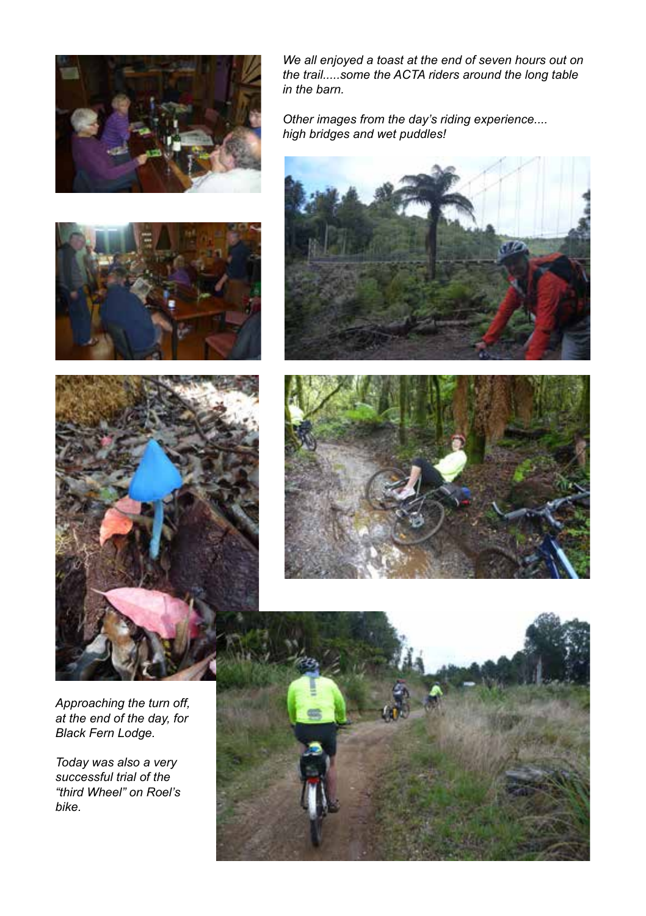*We all enjoyed a toast at the end of seven hours out on the trail.....some the ACTA riders around the long table in the barn.*

*Other images from the day's riding experience.... high bridges and wet puddles!*

*Approaching the turn off, at the end of the day, for Black Fern Lodge.*

*Today was also a very successful trial of the "third Wheel" on Roel's bike.*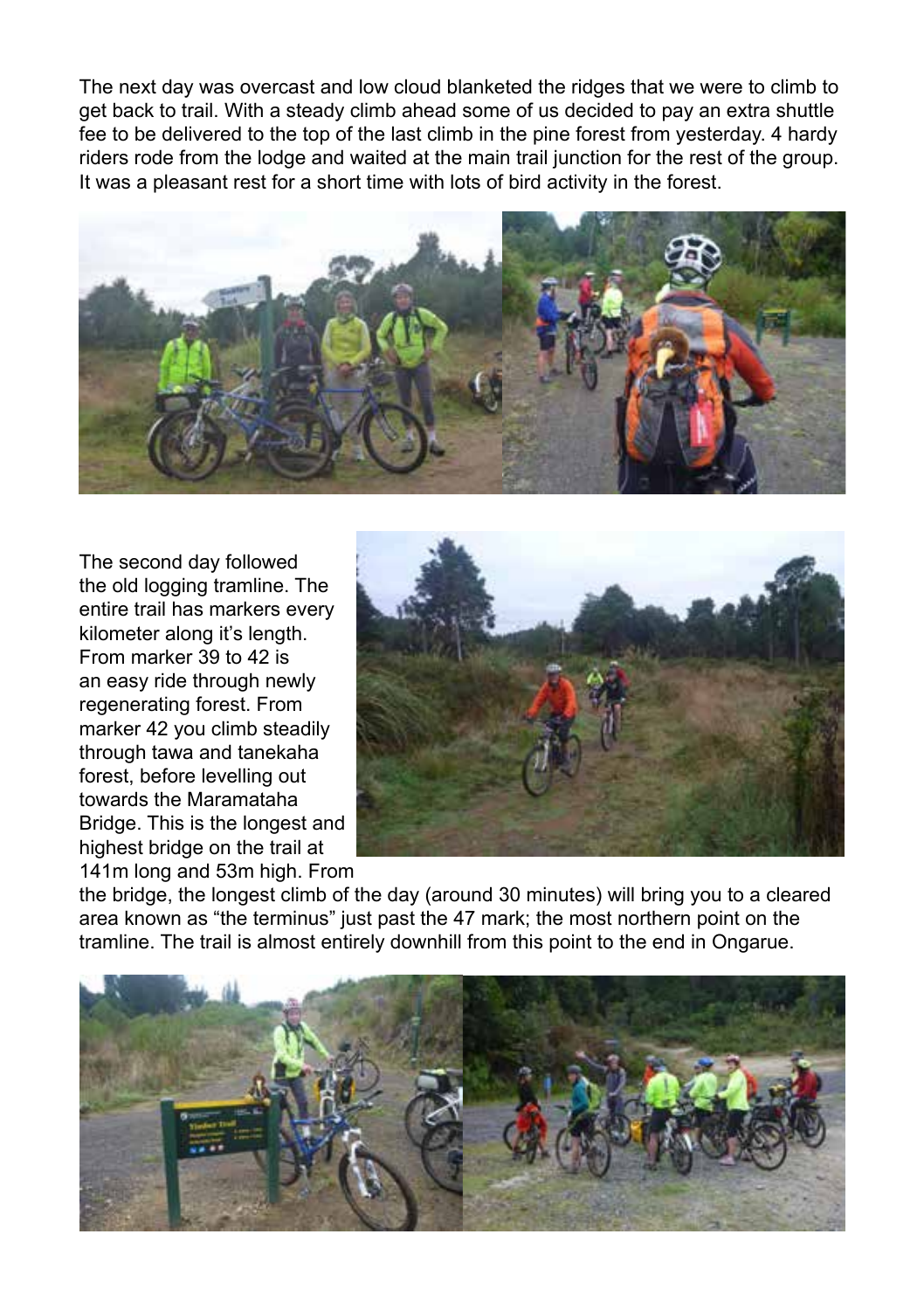The next day was overcast and low cloud blanketed the ridges that we were to climb to get back to trail. With a steady climb ahead some of us decided to pay an extra shuttle fee to be delivered to the top of the last climb in the pine forest from yesterday. 4 hardy riders rode from the lodge and waited at the main trail junction for the rest of the group. It was a pleasant rest for a short time with lots of bird activity in the forest.

The second day followed the old logging tramline. The entire trail has markers every kilometer along it's length. From marker 39 to 42 is an easy ride through newly regenerating forest. From marker 42 you climb steadily through tawa and tanekaha forest, before levelling out towards the Maramataha Bridge. This is the longest and highest bridge on the trail at 141m long and 53m high. From the bridge, the longest climb of the day (around 30 minutes) will bring you to a cleared area known as "the terminus" just past the 47 mark; the most northern point on the tramline. The trail is almost entirely downhill from this point to the end in Ongarue.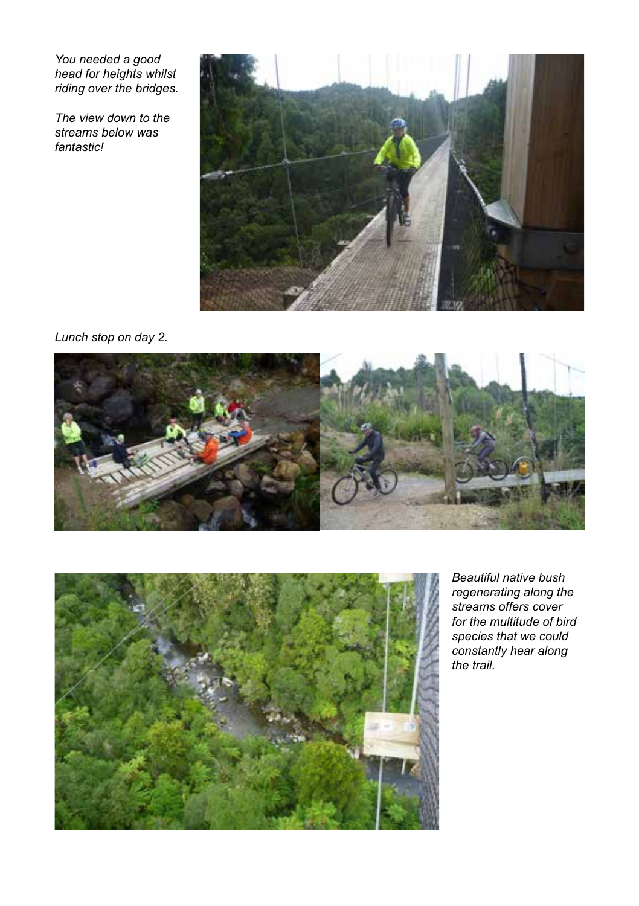*You needed a good head for heights whilst riding over the bridges.*

*The view down to the streams below was fantastic!*

*Lunch stop on day 2.*

*Beautiful native bush regenerating along the streams offers cover for the multitude of bird species that we could constantly hear along the trail.*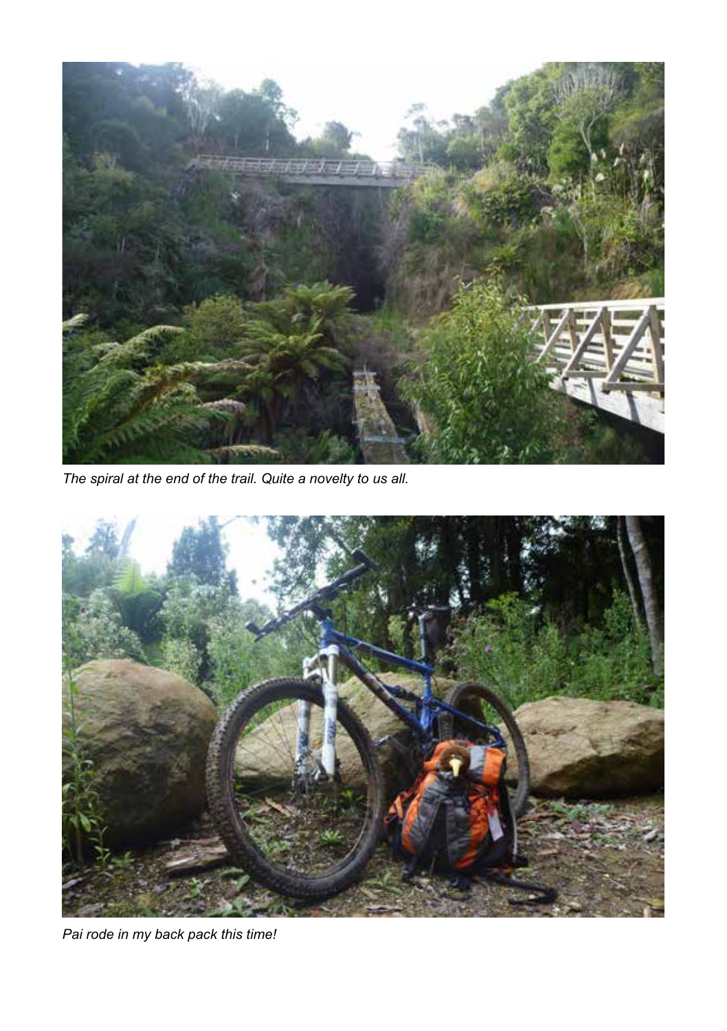*The spiral at the end of the trail. Quite a novelty to us all.*

*Pai rode in my back pack this time!*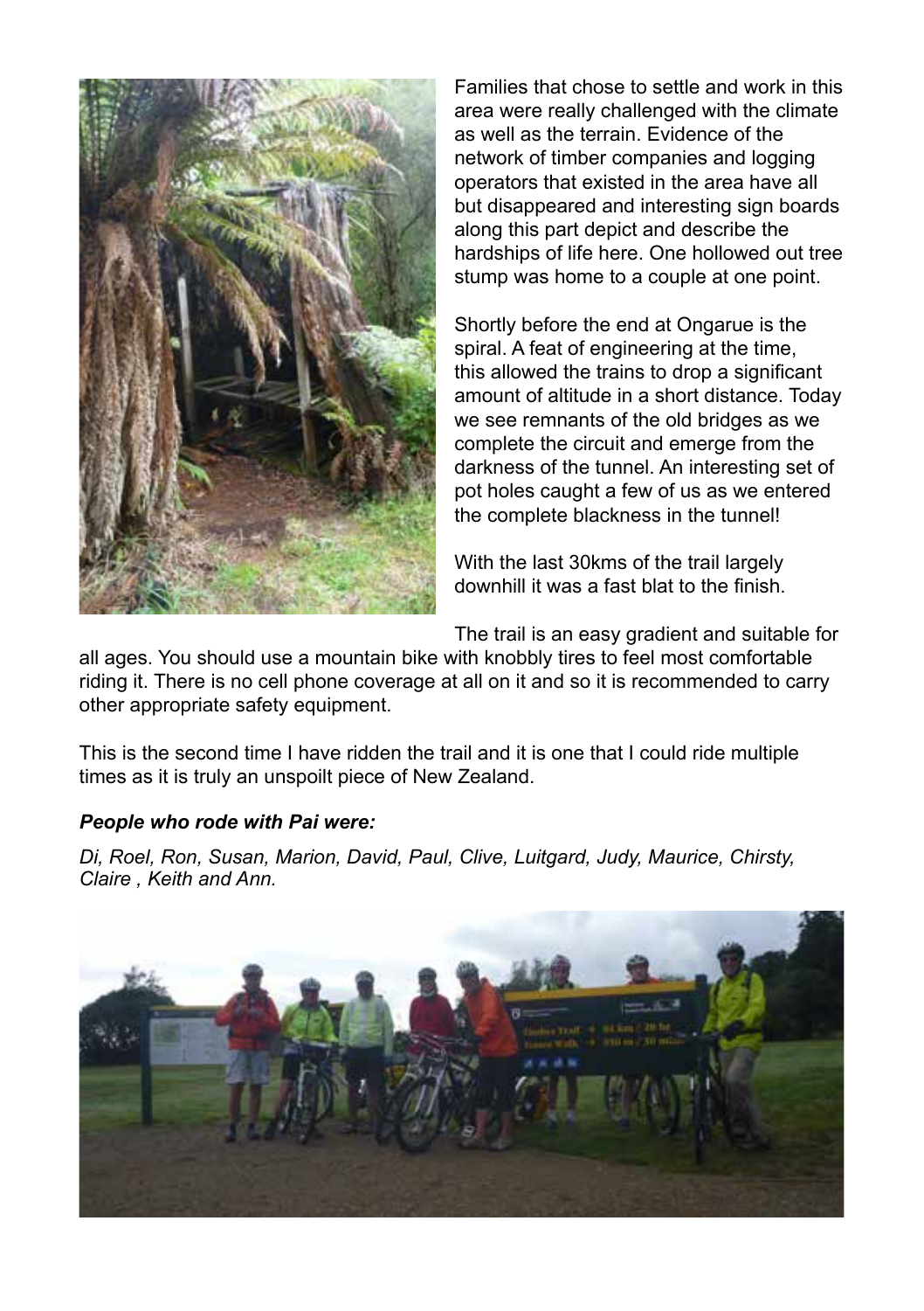Families that chose to settle and work in this area were really challenged with the climate as well as the terrain. Evidence of the network of timber companies and logging operators that existed in the area have all but disappeared and interesting sign boards along this part depict and describe the hardships of life here. One hollowed out tree stump was home to a couple at one point.

Shortly before the end at Ongarue is the spiral. A feat of engineering at the time, this allowed the trains to drop a significant amount of altitude in a short distance. Today we see remnants of the old bridges as we complete the circuit and emerge from the darkness of the tunnel. An interesting set of pot holes caught a few of us as we entered the complete blackness in the tunnel!

With the last 30kms of the trail largely downhill it was a fast blat to the finish.

The trail is an easy gradient and suitable for all ages. You should use a mountain bike with knobbly tires to feel most comfortable riding it. There is no cell phone coverage at all on it and so it is recommended to carry other appropriate safety equipment.

This is the second time I have ridden the trail and it is one that I could ride multiple times as it is truly an unspoilt piece of New Zealand.

***People who rode with Pai were:***

*Di, Roel, Ron, Susan, Marion, David, Paul, Clive, Luitgard, Judy, Maurice, Chirsty, Claire , Keith and Ann.*